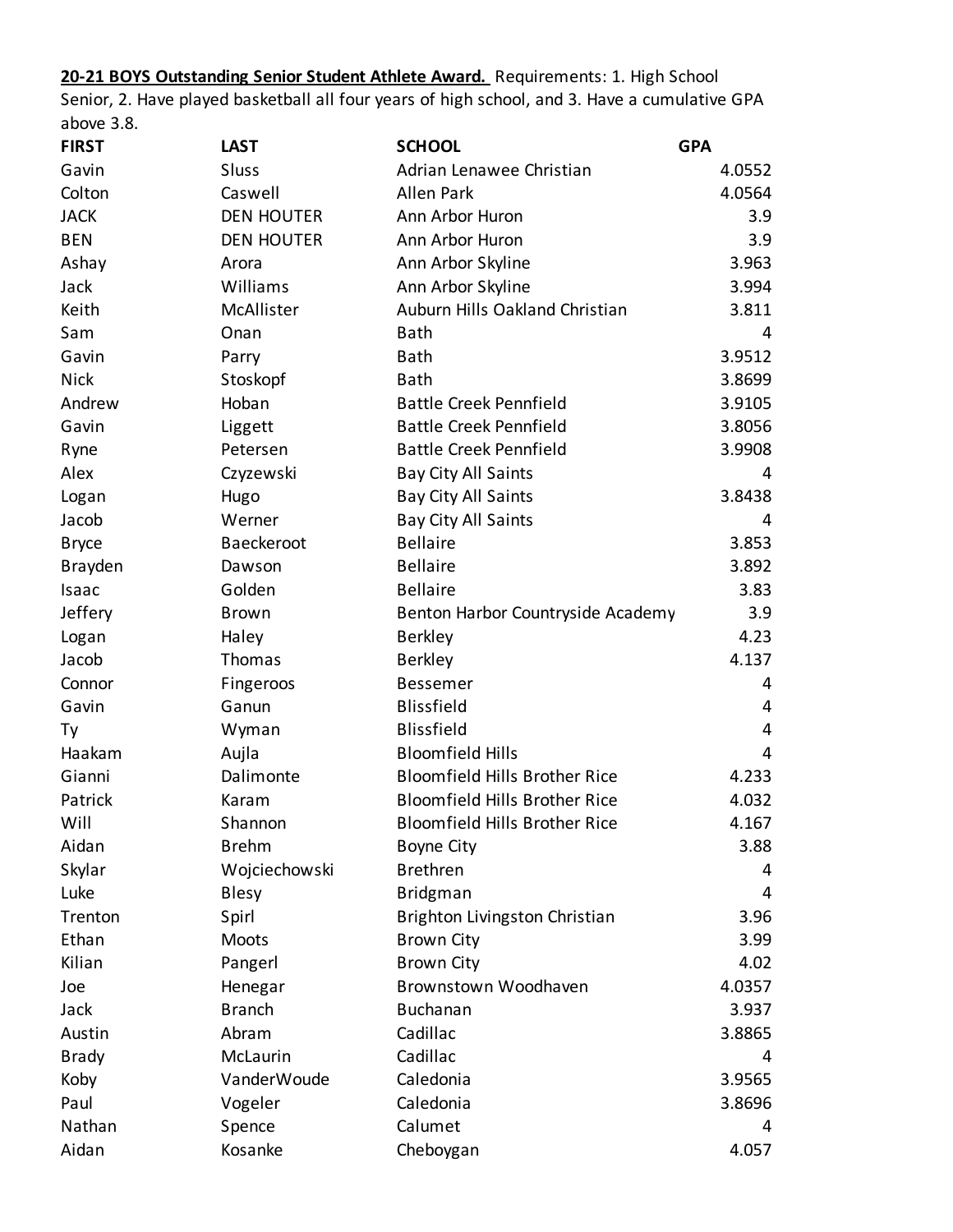**20-21 BOYS Outstanding Senior Student Athlete Award.** Requirements: 1. High School Senior, 2. Have played basketball all four years of high school, and 3. Have a cumulative GPA above 3.8.

| FIRST | LAST | SCHOOL | GPA |
|---|---|---|---|
| Gavin | Sluss | Adrian Lenawee Christian | 4.0552 |
| Colton | Caswell | Allen Park | 4.0564 |
| JACK | DEN HOUTER | Ann Arbor Huron | 3.9 |
| BEN | DEN HOUTER | Ann Arbor Huron | 3.9 |
| Ashay | Arora | Ann Arbor Skyline | 3.963 |
| Jack | Williams | Ann Arbor Skyline | 3.994 |
| Keith | McAllister | Auburn Hills Oakland Christian | 3.811 |
| Sam | Onan | Bath | 4 |
| Gavin | Parry | Bath | 3.9512 |
| Nick | Stoskopf | Bath | 3.8699 |
| Andrew | Hoban | Battle Creek Pennfield | 3.9105 |
| Gavin | Liggett | Battle Creek Pennfield | 3.8056 |
| Ryne | Petersen | Battle Creek Pennfield | 3.9908 |
| Alex | Czyzewski | Bay City All Saints | 4 |
| Logan | Hugo | Bay City All Saints | 3.8438 |
| Jacob | Werner | Bay City All Saints | 4 |
| Bryce | Baeckeroot | Bellaire | 3.853 |
| Brayden | Dawson | Bellaire | 3.892 |
| Isaac | Golden | Bellaire | 3.83 |
| Jeffery | Brown | Benton Harbor Countryside Academy | 3.9 |
| Logan | Haley | Berkley | 4.23 |
| Jacob | Thomas | Berkley | 4.137 |
| Connor | Fingeroos | Bessemer | 4 |
| Gavin | Ganun | Blissfield | 4 |
| Ty | Wyman | Blissfield | 4 |
| Haakam | Aujla | Bloomfield Hills | 4 |
| Gianni | Dalimonte | Bloomfield Hills Brother Rice | 4.233 |
| Patrick | Karam | Bloomfield Hills Brother Rice | 4.032 |
| Will | Shannon | Bloomfield Hills Brother Rice | 4.167 |
| Aidan | Brehm | Boyne City | 3.88 |
| Skylar | Wojciechowski | Brethren | 4 |
| Luke | Blesy | Bridgman | 4 |
| Trenton | Spirl | Brighton Livingston Christian | 3.96 |
| Ethan | Moots | Brown City | 3.99 |
| Kilian | Pangerl | Brown City | 4.02 |
| Joe | Henegar | Brownstown Woodhaven | 4.0357 |
| Jack | Branch | Buchanan | 3.937 |
| Austin | Abram | Cadillac | 3.8865 |
| Brady | McLaurin | Cadillac | 4 |
| Koby | VanderWoude | Caledonia | 3.9565 |
| Paul | Vogeler | Caledonia | 3.8696 |
| Nathan | Spence | Calumet | 4 |
| Aidan | Kosanke | Cheboygan | 4.057 |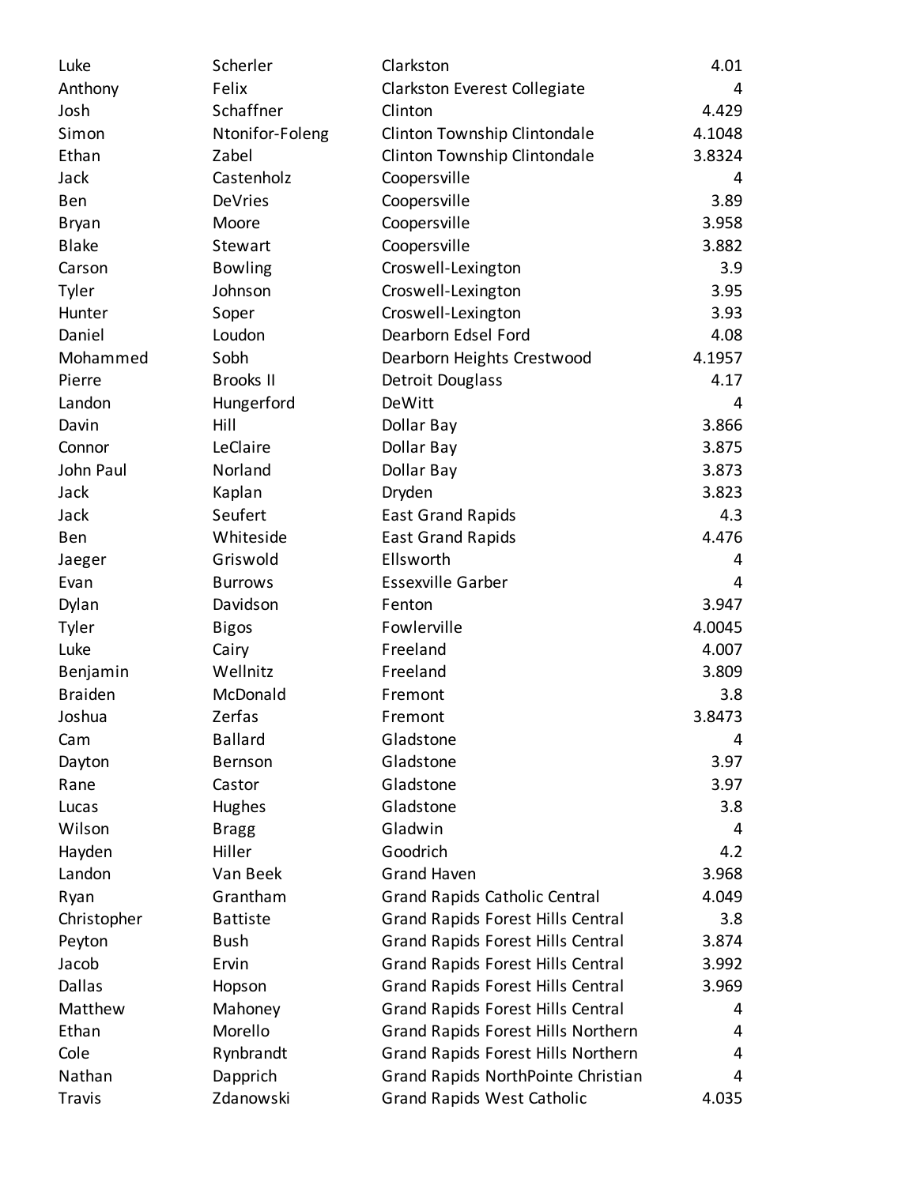| | | | |
|---|---|---|---|
| Luke | Scherler | Clarkston | 4.01 |
| Anthony | Felix | Clarkston Everest Collegiate | 4 |
| Josh | Schaffner | Clinton | 4.429 |
| Simon | Ntonifor-Foleng | Clinton Township Clintondale | 4.1048 |
| Ethan | Zabel | Clinton Township Clintondale | 3.8324 |
| Jack | Castenholz | Coopersville | 4 |
| Ben | DeVries | Coopersville | 3.89 |
| Bryan | Moore | Coopersville | 3.958 |
| Blake | Stewart | Coopersville | 3.882 |
| Carson | Bowling | Croswell-Lexington | 3.9 |
| Tyler | Johnson | Croswell-Lexington | 3.95 |
| Hunter | Soper | Croswell-Lexington | 3.93 |
| Daniel | Loudon | Dearborn Edsel Ford | 4.08 |
| Mohammed | Sobh | Dearborn Heights Crestwood | 4.1957 |
| Pierre | Brooks II | Detroit Douglass | 4.17 |
| Landon | Hungerford | DeWitt | 4 |
| Davin | Hill | Dollar Bay | 3.866 |
| Connor | LeClaire | Dollar Bay | 3.875 |
| John Paul | Norland | Dollar Bay | 3.873 |
| Jack | Kaplan | Dryden | 3.823 |
| Jack | Seufert | East Grand Rapids | 4.3 |
| Ben | Whiteside | East Grand Rapids | 4.476 |
| Jaeger | Griswold | Ellsworth | 4 |
| Evan | Burrows | Essexville Garber | 4 |
| Dylan | Davidson | Fenton | 3.947 |
| Tyler | Bigos | Fowlerville | 4.0045 |
| Luke | Cairy | Freeland | 4.007 |
| Benjamin | Wellnitz | Freeland | 3.809 |
| Braiden | McDonald | Fremont | 3.8 |
| Joshua | Zerfas | Fremont | 3.8473 |
| Cam | Ballard | Gladstone | 4 |
| Dayton | Bernson | Gladstone | 3.97 |
| Rane | Castor | Gladstone | 3.97 |
| Lucas | Hughes | Gladstone | 3.8 |
| Wilson | Bragg | Gladwin | 4 |
| Hayden | Hiller | Goodrich | 4.2 |
| Landon | Van Beek | Grand Haven | 3.968 |
| Ryan | Grantham | Grand Rapids Catholic Central | 4.049 |
| Christopher | Battiste | Grand Rapids Forest Hills Central | 3.8 |
| Peyton | Bush | Grand Rapids Forest Hills Central | 3.874 |
| Jacob | Ervin | Grand Rapids Forest Hills Central | 3.992 |
| Dallas | Hopson | Grand Rapids Forest Hills Central | 3.969 |
| Matthew | Mahoney | Grand Rapids Forest Hills Central | 4 |
| Ethan | Morello | Grand Rapids Forest Hills Northern | 4 |
| Cole | Rynbrandt | Grand Rapids Forest Hills Northern | 4 |
| Nathan | Dapprich | Grand Rapids NorthPointe Christian | 4 |
| Travis | Zdanowski | Grand Rapids West Catholic | 4.035 |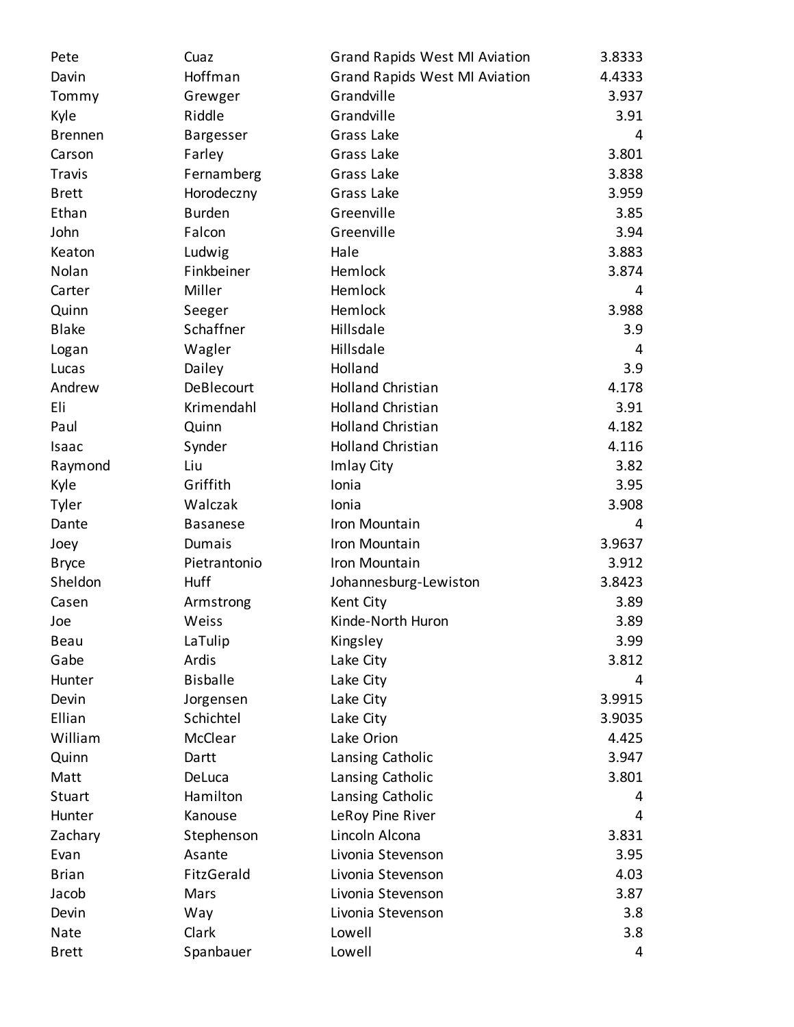| | | | |
|---|---|---|---|
| Pete | Cuaz | Grand Rapids West MI Aviation | 3.8333 |
| Davin | Hoffman | Grand Rapids West MI Aviation | 4.4333 |
| Tommy | Grewger | Grandville | 3.937 |
| Kyle | Riddle | Grandville | 3.91 |
| Brennen | Bargesser | Grass Lake | 4 |
| Carson | Farley | Grass Lake | 3.801 |
| Travis | Fernamberg | Grass Lake | 3.838 |
| Brett | Horodeczny | Grass Lake | 3.959 |
| Ethan | Burden | Greenville | 3.85 |
| John | Falcon | Greenville | 3.94 |
| Keaton | Ludwig | Hale | 3.883 |
| Nolan | Finkbeiner | Hemlock | 3.874 |
| Carter | Miller | Hemlock | 4 |
| Quinn | Seeger | Hemlock | 3.988 |
| Blake | Schaffner | Hillsdale | 3.9 |
| Logan | Wagler | Hillsdale | 4 |
| Lucas | Dailey | Holland | 3.9 |
| Andrew | DeBlecourt | Holland Christian | 4.178 |
| Eli | Krimendahl | Holland Christian | 3.91 |
| Paul | Quinn | Holland Christian | 4.182 |
| Isaac | Synder | Holland Christian | 4.116 |
| Raymond | Liu | Imlay City | 3.82 |
| Kyle | Griffith | Ionia | 3.95 |
| Tyler | Walczak | Ionia | 3.908 |
| Dante | Basanese | Iron Mountain | 4 |
| Joey | Dumais | Iron Mountain | 3.9637 |
| Bryce | Pietrantonio | Iron Mountain | 3.912 |
| Sheldon | Huff | Johannesburg-Lewiston | 3.8423 |
| Casen | Armstrong | Kent City | 3.89 |
| Joe | Weiss | Kinde-North Huron | 3.89 |
| Beau | LaTulip | Kingsley | 3.99 |
| Gabe | Ardis | Lake City | 3.812 |
| Hunter | Bisballe | Lake City | 4 |
| Devin | Jorgensen | Lake City | 3.9915 |
| Ellian | Schichtel | Lake City | 3.9035 |
| William | McClear | Lake Orion | 4.425 |
| Quinn | Dartt | Lansing Catholic | 3.947 |
| Matt | DeLuca | Lansing Catholic | 3.801 |
| Stuart | Hamilton | Lansing Catholic | 4 |
| Hunter | Kanouse | LeRoy Pine River | 4 |
| Zachary | Stephenson | Lincoln Alcona | 3.831 |
| Evan | Asante | Livonia Stevenson | 3.95 |
| Brian | FitzGerald | Livonia Stevenson | 4.03 |
| Jacob | Mars | Livonia Stevenson | 3.87 |
| Devin | Way | Livonia Stevenson | 3.8 |
| Nate | Clark | Lowell | 3.8 |
| Brett | Spanbauer | Lowell | 4 |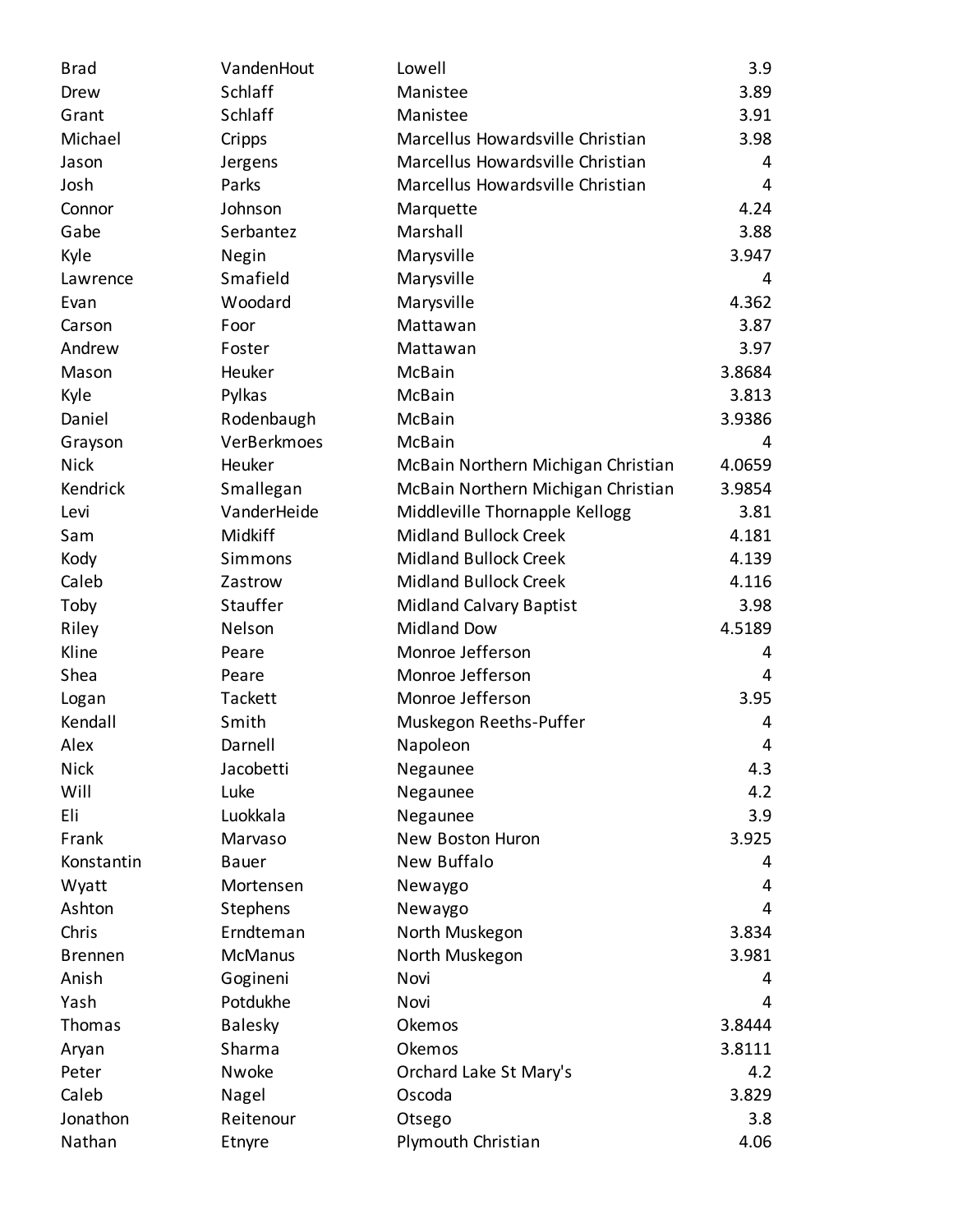| | | | |
|---|---|---|---|
| Brad | VandenHout | Lowell | 3.9 |
| Drew | Schlaff | Manistee | 3.89 |
| Grant | Schlaff | Manistee | 3.91 |
| Michael | Cripps | Marcellus Howardsville Christian | 3.98 |
| Jason | Jergens | Marcellus Howardsville Christian | 4 |
| Josh | Parks | Marcellus Howardsville Christian | 4 |
| Connor | Johnson | Marquette | 4.24 |
| Gabe | Serbantez | Marshall | 3.88 |
| Kyle | Negin | Marysville | 3.947 |
| Lawrence | Smafield | Marysville | 4 |
| Evan | Woodard | Marysville | 4.362 |
| Carson | Foor | Mattawan | 3.87 |
| Andrew | Foster | Mattawan | 3.97 |
| Mason | Heuker | McBain | 3.8684 |
| Kyle | Pylkas | McBain | 3.813 |
| Daniel | Rodenbaugh | McBain | 3.9386 |
| Grayson | VerBerkmoes | McBain | 4 |
| Nick | Heuker | McBain Northern Michigan Christian | 4.0659 |
| Kendrick | Smallegan | McBain Northern Michigan Christian | 3.9854 |
| Levi | VanderHeide | Middleville Thornapple Kellogg | 3.81 |
| Sam | Midkiff | Midland Bullock Creek | 4.181 |
| Kody | Simmons | Midland Bullock Creek | 4.139 |
| Caleb | Zastrow | Midland Bullock Creek | 4.116 |
| Toby | Stauffer | Midland Calvary Baptist | 3.98 |
| Riley | Nelson | Midland Dow | 4.5189 |
| Kline | Peare | Monroe Jefferson | 4 |
| Shea | Peare | Monroe Jefferson | 4 |
| Logan | Tackett | Monroe Jefferson | 3.95 |
| Kendall | Smith | Muskegon Reeths-Puffer | 4 |
| Alex | Darnell | Napoleon | 4 |
| Nick | Jacobetti | Negaunee | 4.3 |
| Will | Luke | Negaunee | 4.2 |
| Eli | Luokkala | Negaunee | 3.9 |
| Frank | Marvaso | New Boston Huron | 3.925 |
| Konstantin | Bauer | New Buffalo | 4 |
| Wyatt | Mortensen | Newaygo | 4 |
| Ashton | Stephens | Newaygo | 4 |
| Chris | Erndteman | North Muskegon | 3.834 |
| Brennen | McManus | North Muskegon | 3.981 |
| Anish | Gogineni | Novi | 4 |
| Yash | Potdukhe | Novi | 4 |
| Thomas | Balesky | Okemos | 3.8444 |
| Aryan | Sharma | Okemos | 3.8111 |
| Peter | Nwoke | Orchard Lake St Mary's | 4.2 |
| Caleb | Nagel | Oscoda | 3.829 |
| Jonathon | Reitenour | Otsego | 3.8 |
| Nathan | Etnyre | Plymouth Christian | 4.06 |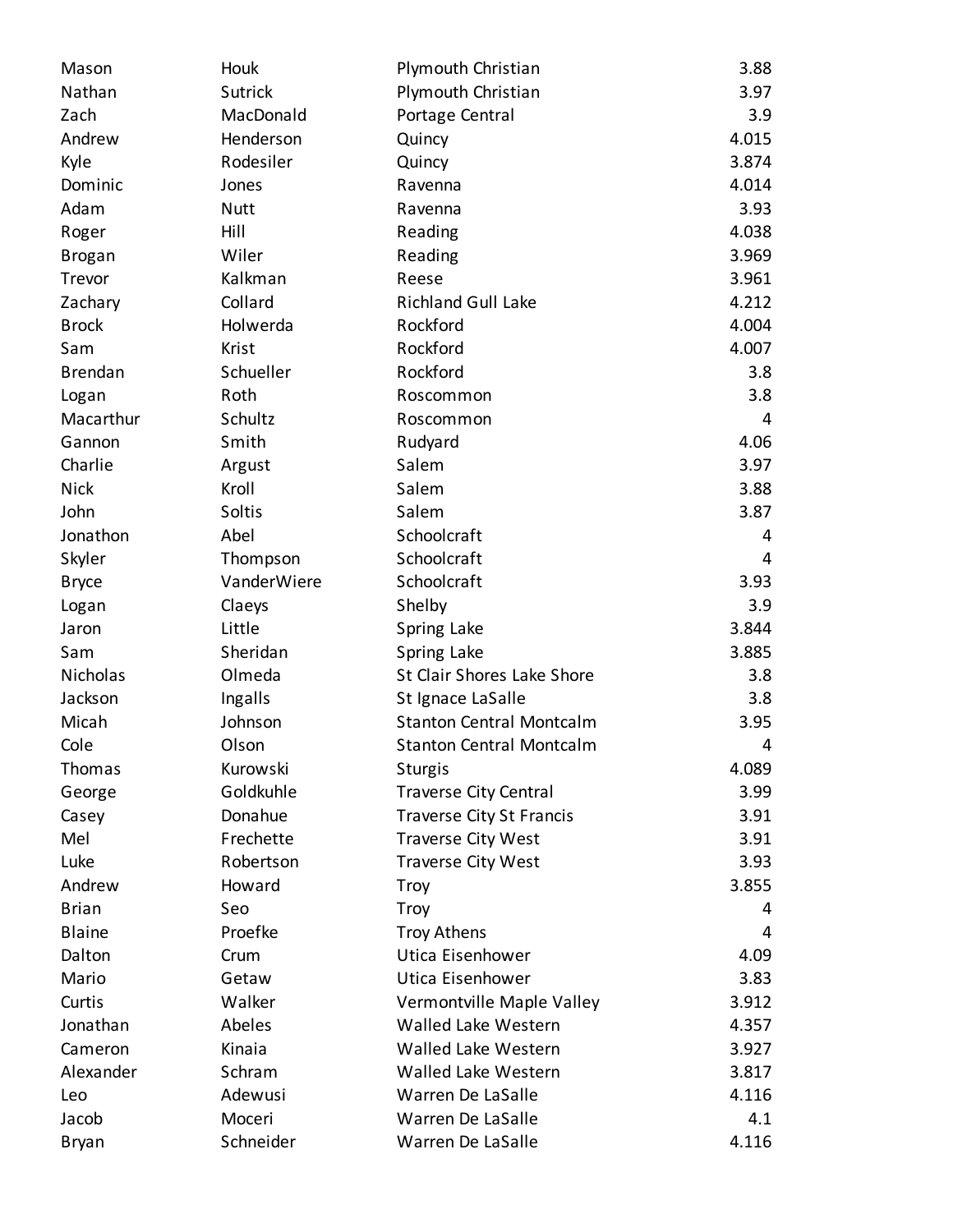| | | | |
|---|---|---|---|
| Mason | Houk | Plymouth Christian | 3.88 |
| Nathan | Sutrick | Plymouth Christian | 3.97 |
| Zach | MacDonald | Portage Central | 3.9 |
| Andrew | Henderson | Quincy | 4.015 |
| Kyle | Rodesiler | Quincy | 3.874 |
| Dominic | Jones | Ravenna | 4.014 |
| Adam | Nutt | Ravenna | 3.93 |
| Roger | Hill | Reading | 4.038 |
| Brogan | Wiler | Reading | 3.969 |
| Trevor | Kalkman | Reese | 3.961 |
| Zachary | Collard | Richland Gull Lake | 4.212 |
| Brock | Holwerda | Rockford | 4.004 |
| Sam | Krist | Rockford | 4.007 |
| Brendan | Schueller | Rockford | 3.8 |
| Logan | Roth | Roscommon | 3.8 |
| Macarthur | Schultz | Roscommon | 4 |
| Gannon | Smith | Rudyard | 4.06 |
| Charlie | Argust | Salem | 3.97 |
| Nick | Kroll | Salem | 3.88 |
| John | Soltis | Salem | 3.87 |
| Jonathon | Abel | Schoolcraft | 4 |
| Skyler | Thompson | Schoolcraft | 4 |
| Bryce | VanderWiere | Schoolcraft | 3.93 |
| Logan | Claeys | Shelby | 3.9 |
| Jaron | Little | Spring Lake | 3.844 |
| Sam | Sheridan | Spring Lake | 3.885 |
| Nicholas | Olmeda | St Clair Shores Lake Shore | 3.8 |
| Jackson | Ingalls | St Ignace LaSalle | 3.8 |
| Micah | Johnson | Stanton Central Montcalm | 3.95 |
| Cole | Olson | Stanton Central Montcalm | 4 |
| Thomas | Kurowski | Sturgis | 4.089 |
| George | Goldkuhle | Traverse City Central | 3.99 |
| Casey | Donahue | Traverse City St Francis | 3.91 |
| Mel | Frechette | Traverse City West | 3.91 |
| Luke | Robertson | Traverse City West | 3.93 |
| Andrew | Howard | Troy | 3.855 |
| Brian | Seo | Troy | 4 |
| Blaine | Proefke | Troy Athens | 4 |
| Dalton | Crum | Utica Eisenhower | 4.09 |
| Mario | Getaw | Utica Eisenhower | 3.83 |
| Curtis | Walker | Vermontville Maple Valley | 3.912 |
| Jonathan | Abeles | Walled Lake Western | 4.357 |
| Cameron | Kinaia | Walled Lake Western | 3.927 |
| Alexander | Schram | Walled Lake Western | 3.817 |
| Leo | Adewusi | Warren De LaSalle | 4.116 |
| Jacob | Moceri | Warren De LaSalle | 4.1 |
| Bryan | Schneider | Warren De LaSalle | 4.116 |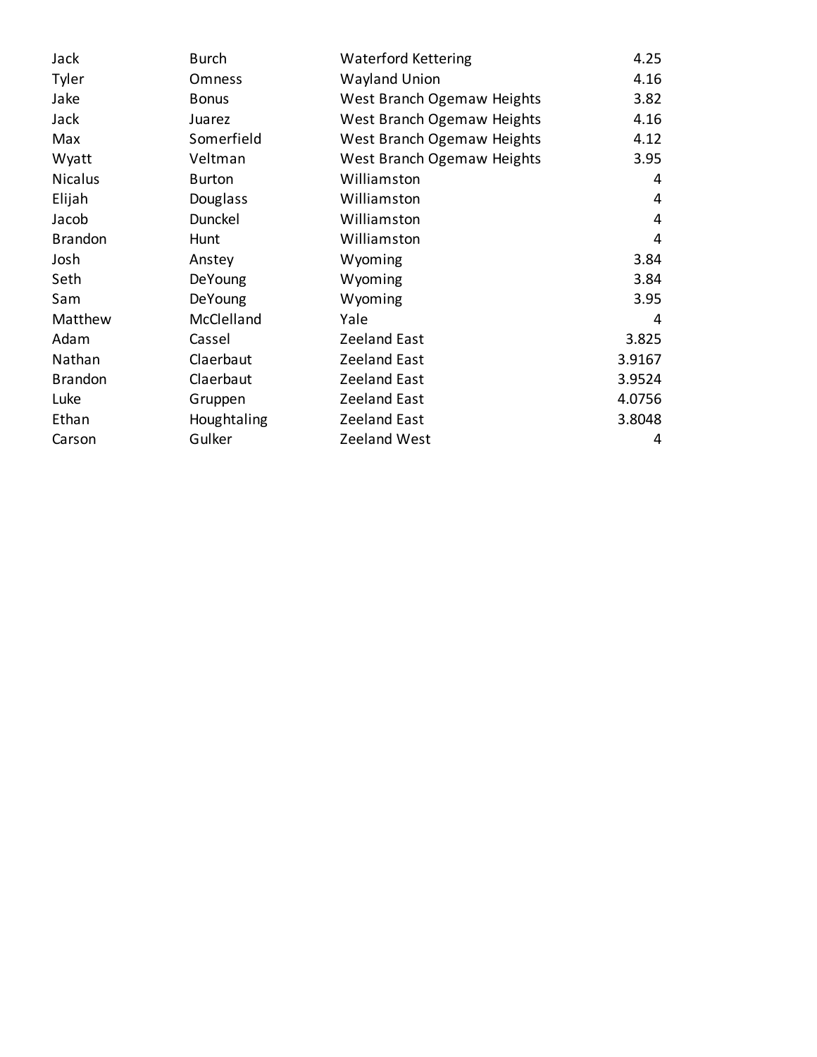| | | | |
|---|---|---|---|
| Jack | Burch | Waterford Kettering | 4.25 |
| Tyler | Omness | Wayland Union | 4.16 |
| Jake | Bonus | West Branch Ogemaw Heights | 3.82 |
| Jack | Juarez | West Branch Ogemaw Heights | 4.16 |
| Max | Somerfield | West Branch Ogemaw Heights | 4.12 |
| Wyatt | Veltman | West Branch Ogemaw Heights | 3.95 |
| Nicalus | Burton | Williamston | 4 |
| Elijah | Douglass | Williamston | 4 |
| Jacob | Dunckel | Williamston | 4 |
| Brandon | Hunt | Williamston | 4 |
| Josh | Anstey | Wyoming | 3.84 |
| Seth | DeYoung | Wyoming | 3.84 |
| Sam | DeYoung | Wyoming | 3.95 |
| Matthew | McClelland | Yale | 4 |
| Adam | Cassel | Zeeland East | 3.825 |
| Nathan | Claerbaut | Zeeland East | 3.9167 |
| Brandon | Claerbaut | Zeeland East | 3.9524 |
| Luke | Gruppen | Zeeland East | 4.0756 |
| Ethan | Houghtaling | Zeeland East | 3.8048 |
| Carson | Gulker | Zeeland West | 4 |